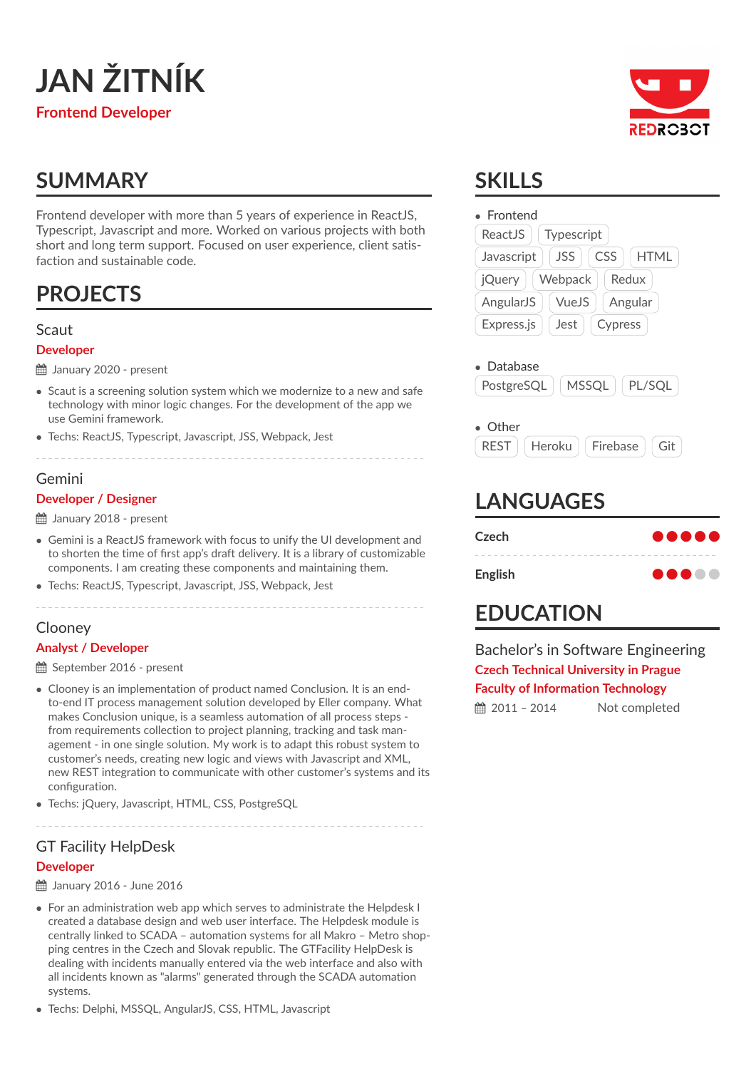# JAN ŽITNÍK

**Frontend Developer**

## SUMMARY

Frontend developer with more than 5 years of experience in ReactJS, Typescript, Javascript and more. Worked on various projects with both short and long term support. Focused on user experience, client satisfaction and sustainable code.

## PROJECTS

### Scaut

**Developer**

January 2020 - present

- Scaut is a screening solution system which we modernize to a new and safe technology with minor logic changes. For the development of the app we use Gemini framework.
- Techs: ReactJS, Typescript, Javascript, JSS, Webpack, Jest

### Gemini

**Developer / Designer**

January 2018 - present

- Gemini is a ReactJS framework with focus to unify the UI development and to shorten the time of first app's draft delivery. It is a library of customizable components. I am creating these components and maintaining them.
- Techs: ReactJS, Typescript, Javascript, JSS, Webpack, Jest

### Clooney

**Analyst / Developer**

September 2016 - present

- Clooney is an implementation of product named Conclusion. It is an end-to-end IT process management solution developed by Eller company. What makes Conclusion unique, is a seamless automation of all process steps - from requirements collection to project planning, tracking and task management - in one single solution. My work is to adapt this robust system to customer's needs, creating new logic and views with Javascript and XML, new REST integration to communicate with other customer's systems and its configuration.
- Techs: jQuery, Javascript, HTML, CSS, PostgreSQL

### GT Facility HelpDesk

**Developer**

January 2016 - June 2016

- For an administration web app which serves to administrate the Helpdesk I created a database design and web user interface. The Helpdesk module is centrally linked to SCADA – automation systems for all Makro – Metro shopping centres in the Czech and Slovak republic. The GTFacility HelpDesk is dealing with incidents manually entered via the web interface and also with all incidents known as "alarms" generated through the SCADA automation systems.
- Techs: Delphi, MSSQL, AngularJS, CSS, HTML, Javascript

## SKILLS

- Frontend

ReactJS, Typescript, Javascript, JSS, CSS, HTML, jQuery, Webpack, Redux, AngularJS, VueJS, Angular, Express.js, Jest, Cypress

- Database

PostgreSQL, MSSQL, PL/SQL

- Other

REST, Heroku, Firebase, Git

## LANGUAGES

**Czech** ●●●●●

**English** ●●●○○

## EDUCATION

### Bachelor's in Software Engineering

**Czech Technical University in Prague**

**Faculty of Information Technology**

2011 – 2014 Not completed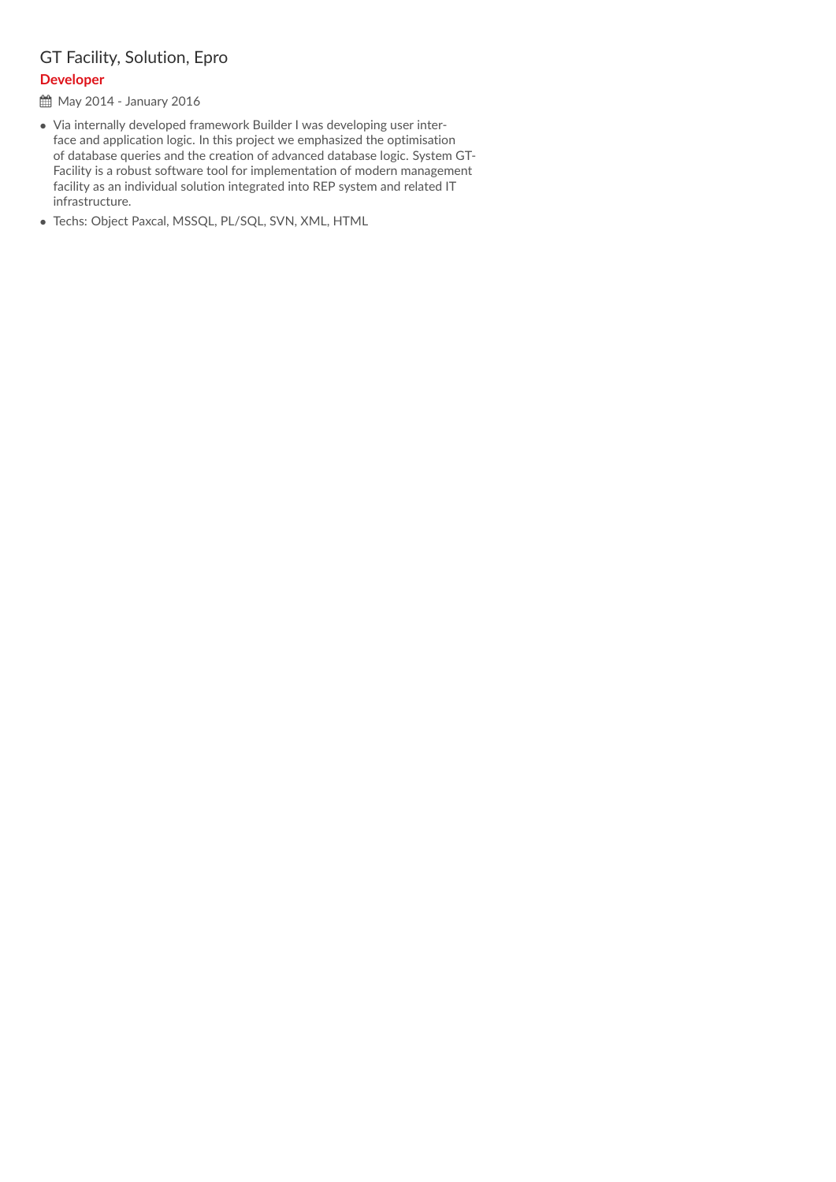### GT Facility, Solution, Epro

**Developer**

May 2014 - January 2016

- Via internally developed framework Builder I was developing user interface and application logic. In this project we emphasized the optimisation of database queries and the creation of advanced database logic. System GT-Facility is a robust software tool for implementation of modern management facility as an individual solution integrated into REP system and related IT infrastructure.
- Techs: Object Paxcal, MSSQL, PL/SQL, SVN, XML, HTML